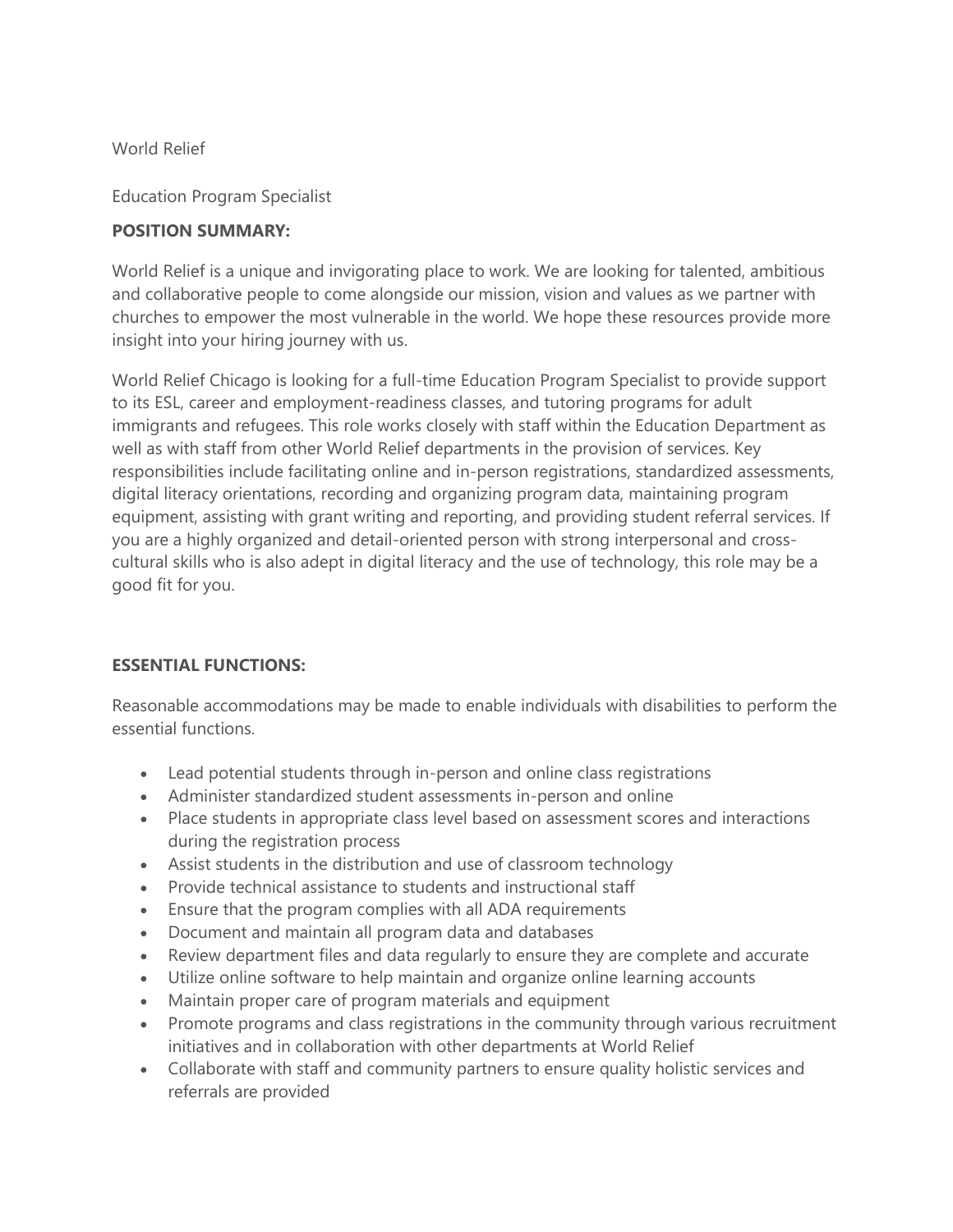World Relief

Education Program Specialist

**POSITION SUMMARY:**

World Relief is a unique and invigorating place to work. We are looking for talented, ambitious and collaborative people to come alongside our mission, vision and values as we partner with churches to empower the most vulnerable in the world. We hope these resources provide more insight into your hiring journey with us.

World Relief Chicago is looking for a full-time Education Program Specialist to provide support to its ESL, career and employment-readiness classes, and tutoring programs for adult immigrants and refugees. This role works closely with staff within the Education Department as well as with staff from other World Relief departments in the provision of services. Key responsibilities include facilitating online and in-person registrations, standardized assessments, digital literacy orientations, recording and organizing program data, maintaining program equipment, assisting with grant writing and reporting, and providing student referral services. If you are a highly organized and detail-oriented person with strong interpersonal and cross-cultural skills who is also adept in digital literacy and the use of technology, this role may be a good fit for you.

**ESSENTIAL FUNCTIONS:**

Reasonable accommodations may be made to enable individuals with disabilities to perform the essential functions.

- Lead potential students through in-person and online class registrations
- Administer standardized student assessments in-person and online
- Place students in appropriate class level based on assessment scores and interactions during the registration process
- Assist students in the distribution and use of classroom technology
- Provide technical assistance to students and instructional staff
- Ensure that the program complies with all ADA requirements
- Document and maintain all program data and databases
- Review department files and data regularly to ensure they are complete and accurate
- Utilize online software to help maintain and organize online learning accounts
- Maintain proper care of program materials and equipment
- Promote programs and class registrations in the community through various recruitment initiatives and in collaboration with other departments at World Relief
- Collaborate with staff and community partners to ensure quality holistic services and referrals are provided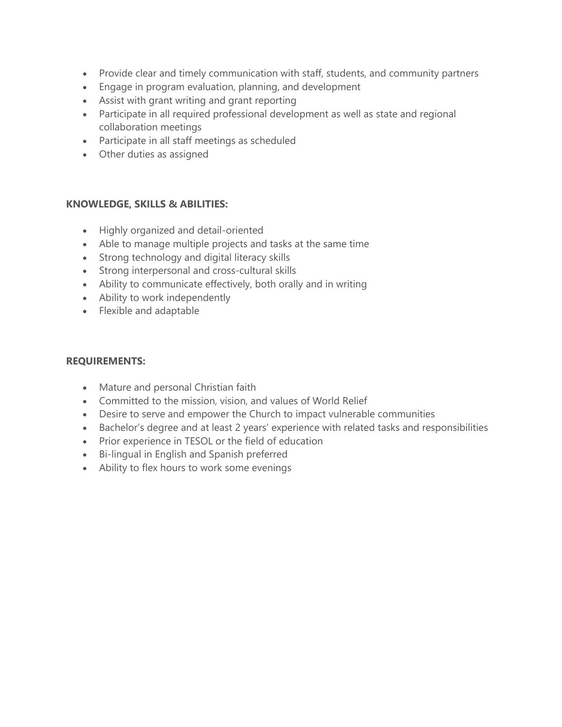- Provide clear and timely communication with staff, students, and community partners
- Engage in program evaluation, planning, and development
- Assist with grant writing and grant reporting
- Participate in all required professional development as well as state and regional collaboration meetings
- Participate in all staff meetings as scheduled
- Other duties as assigned

**KNOWLEDGE, SKILLS & ABILITIES:**

- Highly organized and detail-oriented
- Able to manage multiple projects and tasks at the same time
- Strong technology and digital literacy skills
- Strong interpersonal and cross-cultural skills
- Ability to communicate effectively, both orally and in writing
- Ability to work independently
- Flexible and adaptable

**REQUIREMENTS:**

- Mature and personal Christian faith
- Committed to the mission, vision, and values of World Relief
- Desire to serve and empower the Church to impact vulnerable communities
- Bachelor's degree and at least 2 years' experience with related tasks and responsibilities
- Prior experience in TESOL or the field of education
- Bi-lingual in English and Spanish preferred
- Ability to flex hours to work some evenings